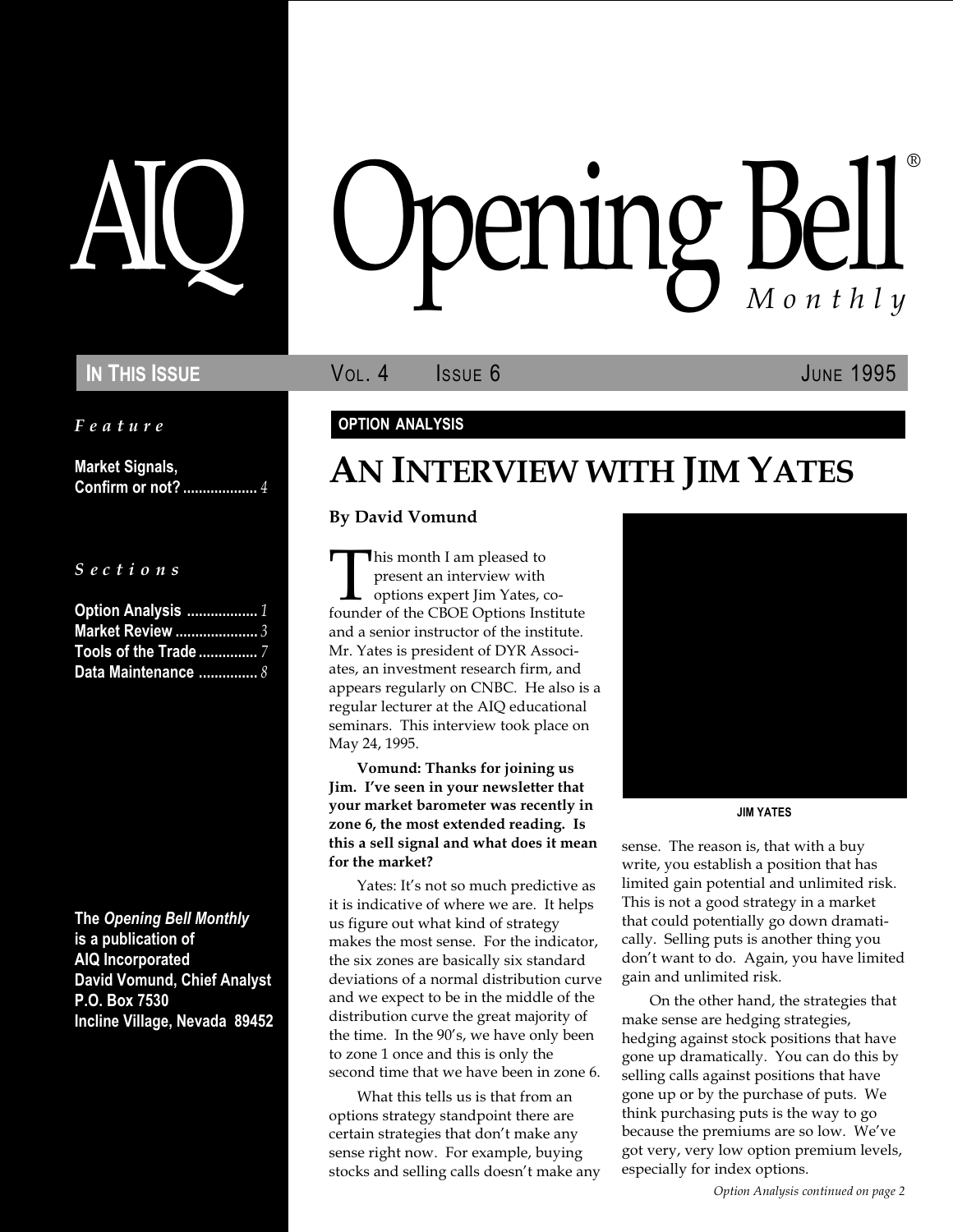# AIQ Opening Bell® Monthly

**In This Issue** — Vol. 4 Issue 6 — June 1995

*Feature*

**Market Signals, Confirm or not?** ................... *4*

*Sections*

**Option Analysis** .................. *1*
**Market Review** ..................... *3*
**Tools of the Trade** ............... *7*
**Data Maintenance** ............... *8*

**The *Opening Bell Monthly* is a publication of AIQ Incorporated**
**David Vomund, Chief Analyst**
**P.O. Box 7530**
**Incline Village, Nevada 89452**

**OPTION ANALYSIS**

## An Interview with Jim Yates

**By David Vomund**

This month I am pleased to present an interview with options expert Jim Yates, co-founder of the CBOE Options Institute and a senior instructor of the institute. Mr. Yates is president of DYR Associates, an investment research firm, and appears regularly on CNBC. He also is a regular lecturer at the AIQ educational seminars. This interview took place on May 24, 1995.

**Vomund: Thanks for joining us Jim. I've seen in your newsletter that your market barometer was recently in zone 6, the most extended reading. Is this a sell signal and what does it mean for the market?**

Yates: It's not so much predictive as it is indicative of where we are. It helps us figure out what kind of strategy makes the most sense. For the indicator, the six zones are basically six standard deviations of a normal distribution curve and we expect to be in the middle of the distribution curve the great majority of the time. In the 90's, we have only been to zone 1 once and this is only the second time that we have been in zone 6.

What this tells us is that from an options strategy standpoint there are certain strategies that don't make any sense right now. For example, buying stocks and selling calls doesn't make any sense. The reason is, that with a buy write, you establish a position that has limited gain potential and unlimited risk. This is not a good strategy in a market that could potentially go down dramatically. Selling puts is another thing you don't want to do. Again, you have limited gain and unlimited risk.

JIM YATES

On the other hand, the strategies that make sense are hedging strategies, hedging against stock positions that have gone up dramatically. You can do this by selling calls against positions that have gone up or by the purchase of puts. We think purchasing puts is the way to go because the premiums are so low. We've got very, very low option premium levels, especially for index options.

*Option Analysis continued on page 2*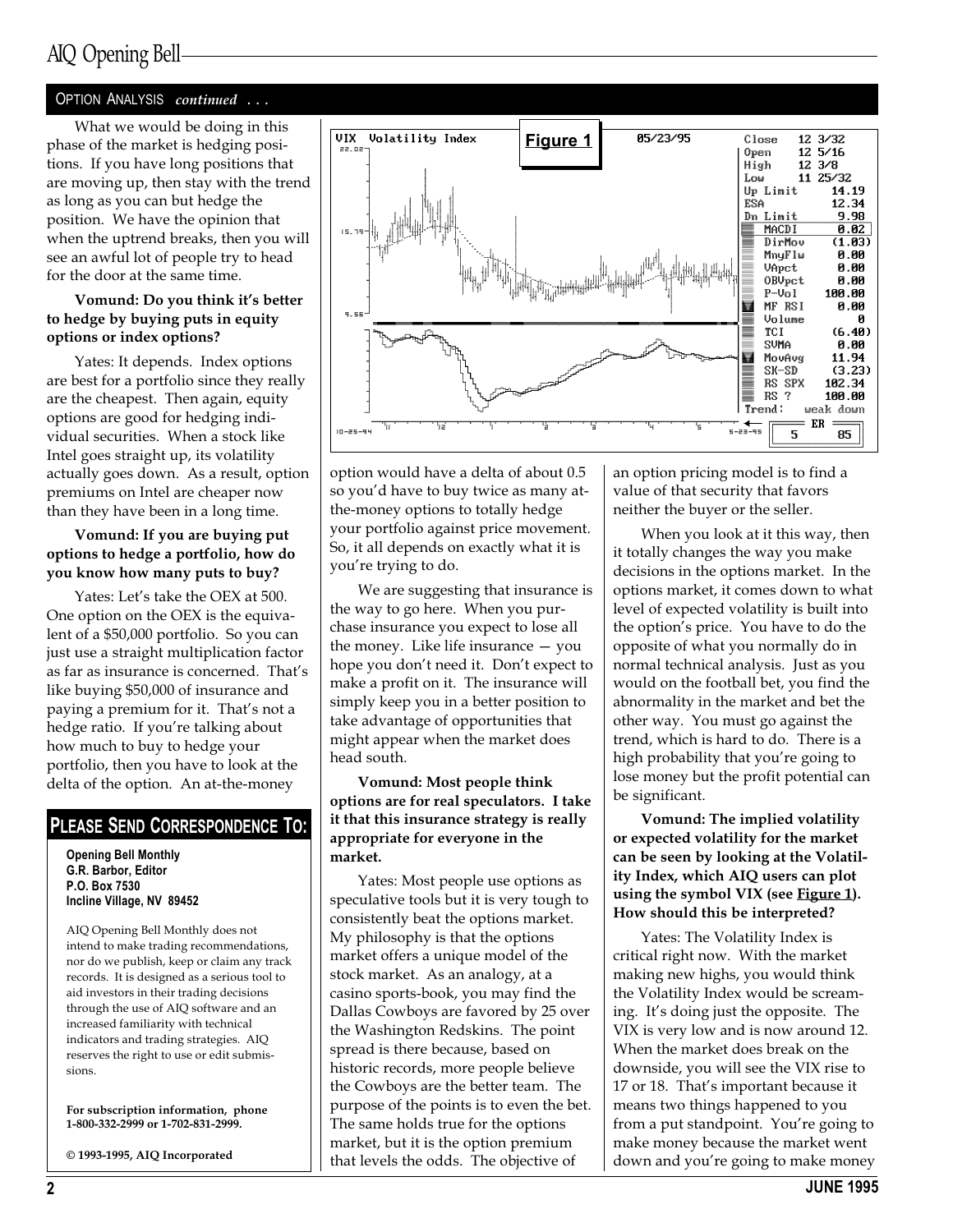## OPTION ANALYSIS *continued . . .*

What we would be doing in this phase of the market is hedging positions. If you have long positions that are moving up, then stay with the trend as long as you can but hedge the position. We have the opinion that when the uptrend breaks, then you will see an awful lot of people try to head for the door at the same time.

**Vomund: Do you think it's better to hedge by buying puts in equity options or index options?**

Yates: It depends. Index options are best for a portfolio since they really are the cheapest. Then again, equity options are good for hedging individual securities. When a stock like Intel goes straight up, its volatility actually goes down. As a result, option premiums on Intel are cheaper now than they have been in a long time.

**Vomund: If you are buying put options to hedge a portfolio, how do you know how many puts to buy?**

Yates: Let's take the OEX at 500. One option on the OEX is the equivalent of a $50,000 portfolio. So you can just use a straight multiplication factor as far as insurance is concerned. That's like buying $50,000 of insurance and paying a premium for it. That's not a hedge ratio. If you're talking about how much to buy to hedge your portfolio, then you have to look at the delta of the option. An at-the-money option would have a delta of about 0.5 so you'd have to buy twice as many at-the-money options to totally hedge your portfolio against price movement. So, it all depends on exactly what it is you're trying to do.

We are suggesting that insurance is the way to go here. When you purchase insurance you expect to lose all the money. Like life insurance — you hope you don't need it. Don't expect to make a profit on it. The insurance will simply keep you in a better position to take advantage of opportunities that might appear when the market does head south.

**Vomund: Most people think options are for real speculators. I take it that this insurance strategy is really appropriate for everyone in the market.**

Yates: Most people use options as speculative tools but it is very tough to consistently beat the options market. My philosophy is that the options market offers a unique model of the stock market. As an analogy, at a casino sports-book, you may find the Dallas Cowboys are favored by 25 over the Washington Redskins. The point spread is there because, based on historic records, more people believe the Cowboys are the better team. The purpose of the points is to even the bet. The same holds true for the options market, but it is the option premium that levels the odds. The objective of an option pricing model is to find a value of that security that favors neither the buyer or the seller.

When you look at it this way, then it totally changes the way you make decisions in the options market. In the options market, it comes down to what level of expected volatility is built into the option's price. You have to do the opposite of what you normally do in normal technical analysis. Just as you would on the football bet, you find the abnormality in the market and bet the other way. You must go against the trend, which is hard to do. There is a high probability that you're going to lose money but the profit potential can be significant.

**Vomund: The implied volatility or expected volatility for the market can be seen by looking at the Volatility Index, which AIQ users can plot using the symbol VIX (see Figure 1). How should this be interpreted?**

**Figure 1**

VIX Volatility Index 05/23/95

| | |
|---|---|
| Close | 12 3/32 |
| Open | 12 5/16 |
| High | 12 3/8 |
| Low | 11 25/32 |
| Up Limit | 14.19 |
| ESA | 12.34 |
| Dn Limit | 9.98 |
| MACDI | 0.02 |
| DirMov | (1.03) |
| MnyFlw | 0.00 |
| VApct | 0.00 |
| OBVpct | 0.00 |
| P-Vol | 100.00 |
| MF RSI | 0.00 |
| Volume | 0 |
| TCI | (6.40) |
| SVMA | 0.00 |
| MovAvg | 11.94 |
| SK-SD | (3.23) |
| RS SPX | 102.34 |
| RS ? | 100.00 |
| Trend: | weak down |
| ER | 5 / 85 |

Yates: The Volatility Index is critical right now. With the market making new highs, you would think the Volatility Index would be screaming. It's doing just the opposite. The VIX is very low and is now around 12. When the market does break on the downside, you will see the VIX rise to 17 or 18. That's important because it means two things happened to you from a put standpoint. You're going to make money because the market went down and you're going to make money

## PLEASE SEND CORRESPONDENCE TO:

**Opening Bell Monthly**
**G.R. Barbor, Editor**
**P.O. Box 7530**
**Incline Village, NV 89452**

AIQ Opening Bell Monthly does not intend to make trading recommendations, nor do we publish, keep or claim any track records. It is designed as a serious tool to aid investors in their trading decisions through the use of AIQ software and an increased familiarity with technical indicators and trading strategies. AIQ reserves the right to use or edit submissions.

**For subscription information, phone 1-800-332-2999 or 1-702-831-2999.**

**© 1993-1995, AIQ Incorporated**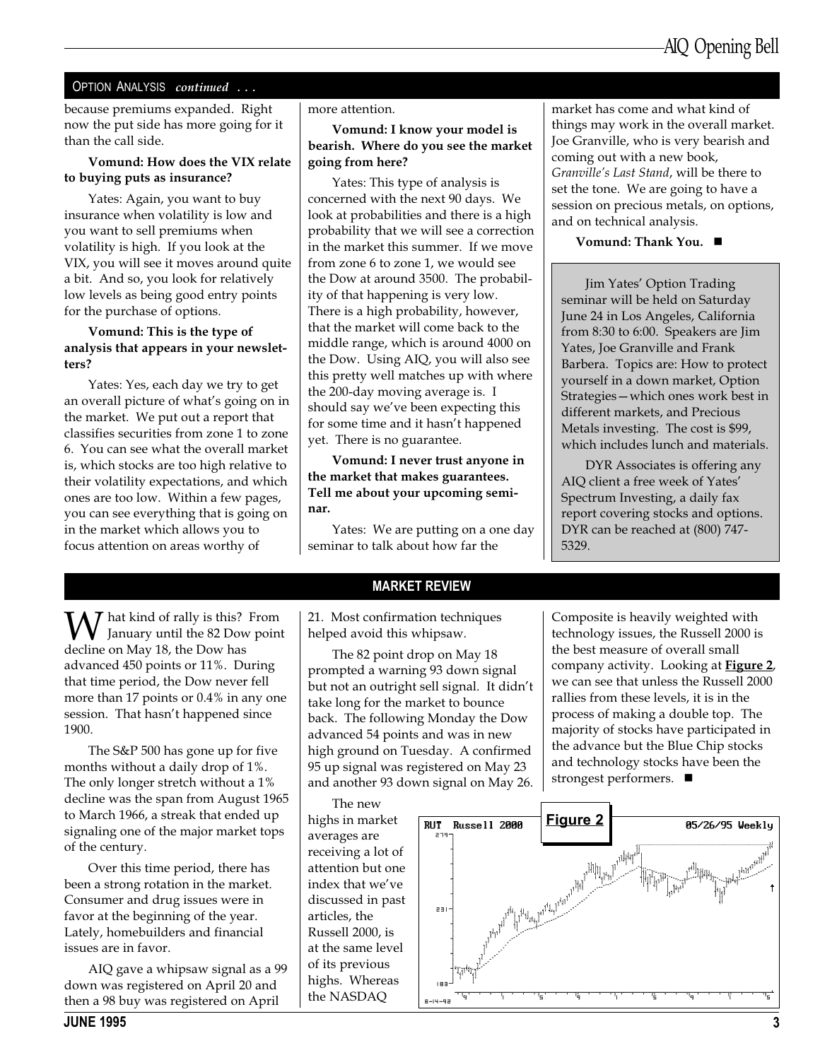## OPTION ANALYSIS *continued . . .*

because premiums expanded. Right now the put side has more going for it than the call side.

**Vomund: How does the VIX relate to buying puts as insurance?**

Yates: Again, you want to buy insurance when volatility is low and you want to sell premiums when volatility is high. If you look at the VIX, you will see it moves around quite a bit. And so, you look for relatively low levels as being good entry points for the purchase of options.

**Vomund: This is the type of analysis that appears in your newsletters?**

Yates: Yes, each day we try to get an overall picture of what's going on in the market. We put out a report that classifies securities from zone 1 to zone 6. You can see what the overall market is, which stocks are too high relative to their volatility expectations, and which ones are too low. Within a few pages, you can see everything that is going on in the market which allows you to focus attention on areas worthy of more attention.

**Vomund: I know your model is bearish. Where do you see the market going from here?**

Yates: This type of analysis is concerned with the next 90 days. We look at probabilities and there is a high probability that we will see a correction in the market this summer. If we move from zone 6 to zone 1, we would see the Dow at around 3500. The probability of that happening is very low. There is a high probability, however, that the market will come back to the middle range, which is around 4000 on the Dow. Using AIQ, you will also see this pretty well matches up with where the 200-day moving average is. I should say we've been expecting this for some time and it hasn't happened yet. There is no guarantee.

**Vomund: I never trust anyone in the market that makes guarantees. Tell me about your upcoming seminar.**

Yates: We are putting on a one day seminar to talk about how far the market has come and what kind of things may work in the overall market. Joe Granville, who is very bearish and coming out with a new book, *Granville's Last Stand*, will be there to set the tone. We are going to have a session on precious metals, on options, and on technical analysis.

**Vomund: Thank You.** ■

> Jim Yates' Option Trading seminar will be held on Saturday June 24 in Los Angeles, California from 8:30 to 6:00. Speakers are Jim Yates, Joe Granville and Frank Barbera. Topics are: How to protect yourself in a down market, Option Strategies—which ones work best in different markets, and Precious Metals investing. The cost is $99, which includes lunch and materials.
>
> DYR Associates is offering any AIQ client a free week of Yates' Spectrum Investing, a daily fax report covering stocks and options. DYR can be reached at (800) 747-5329.

## MARKET REVIEW

What kind of rally is this? From January until the 82 Dow point decline on May 18, the Dow has advanced 450 points or 11%. During that time period, the Dow never fell more than 17 points or 0.4% in any one session. That hasn't happened since 1900.

The S&P 500 has gone up for five months without a daily drop of 1%. The only longer stretch without a 1% decline was the span from August 1965 to March 1966, a streak that ended up signaling one of the major market tops of the century.

Over this time period, there has been a strong rotation in the market. Consumer and drug issues were in favor at the beginning of the year. Lately, homebuilders and financial issues are in favor.

AIQ gave a whipsaw signal as a 99 down was registered on April 20 and then a 98 buy was registered on April 21. Most confirmation techniques helped avoid this whipsaw.

The 82 point drop on May 18 prompted a warning 93 down signal but not an outright sell signal. It didn't take long for the market to bounce back. The following Monday the Dow advanced 54 points and was in new high ground on Tuesday. A confirmed 95 up signal was registered on May 23 and another 93 down signal on May 26.

The new highs in market averages are receiving a lot of attention but one index that we've discussed in past articles, the Russell 2000, is at the same level of its previous highs. Whereas the NASDAQ Composite is heavily weighted with technology issues, the Russell 2000 is the best measure of overall small company activity. Looking at **Figure 2**, we can see that unless the Russell 2000 rallies from these levels, it is in the process of making a double top. The majority of stocks have participated in the advance but the Blue Chip stocks and technology stocks have been the strongest performers. ■

**Figure 2**

RUT Russell 2000 — 05/26/95 Weekly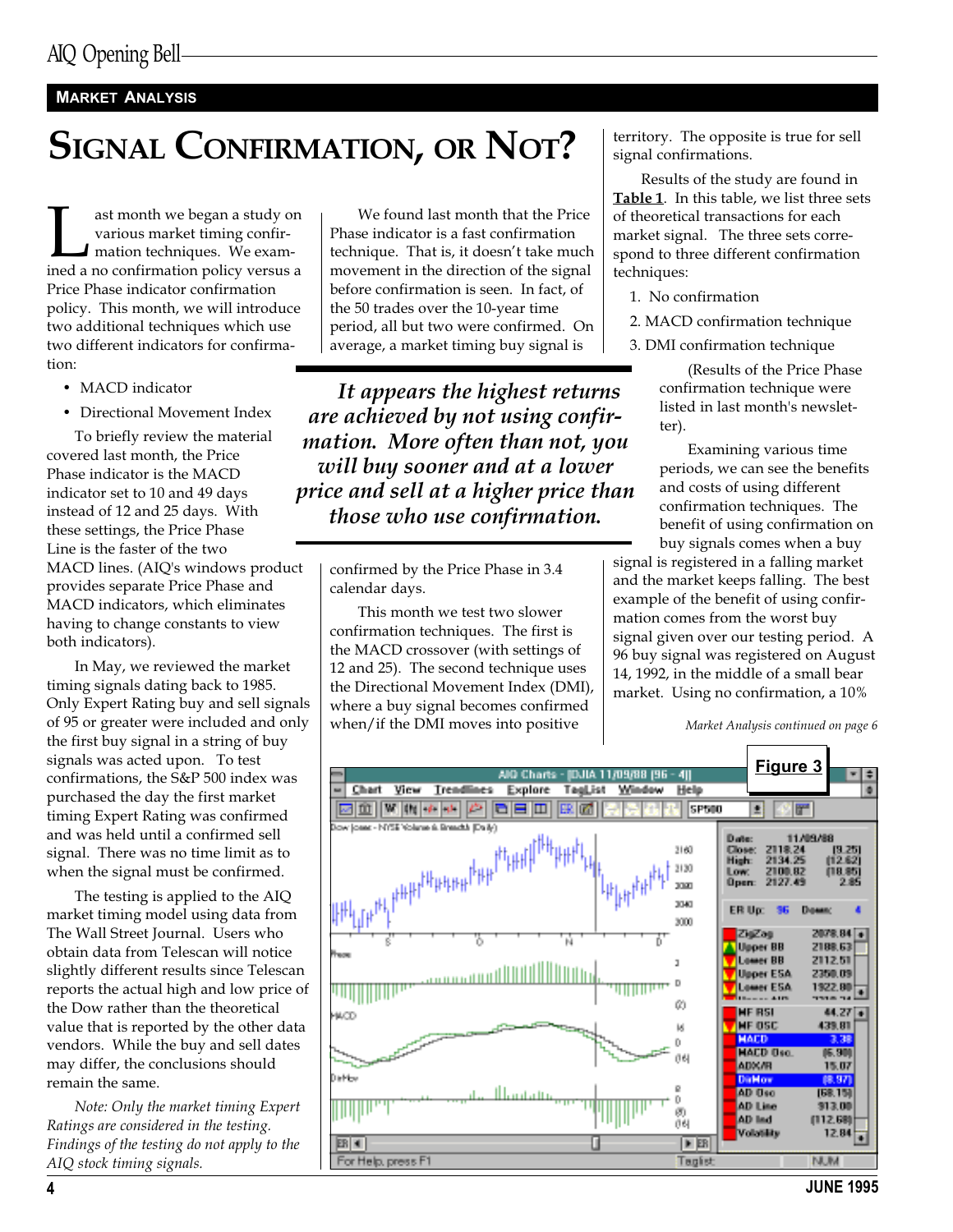## MARKET ANALYSIS

# SIGNAL CONFIRMATION, OR NOT?

Last month we began a study on various market timing confirmation techniques. We examined a no confirmation policy versus a Price Phase indicator confirmation policy. This month, we will introduce two additional techniques which use two different indicators for confirmation:

- MACD indicator
- Directional Movement Index

To briefly review the material covered last month, the Price Phase indicator is the MACD indicator set to 10 and 49 days instead of 12 and 25 days. With these settings, the Price Phase Line is the faster of the two MACD lines. (AIQ's windows product provides separate Price Phase and MACD indicators, which eliminates having to change constants to view both indicators).

In May, we reviewed the market timing signals dating back to 1985. Only Expert Rating buy and sell signals of 95 or greater were included and only the first buy signal in a string of buy signals was acted upon. To test confirmations, the S&P 500 index was purchased the day the first market timing Expert Rating was confirmed and was held until a confirmed sell signal. There was no time limit as to when the signal must be confirmed.

The testing is applied to the AIQ market timing model using data from The Wall Street Journal. Users who obtain data from Telescan will notice slightly different results since Telescan reports the actual high and low price of the Dow rather than the theoretical value that is reported by the other data vendors. While the buy and sell dates may differ, the conclusions should remain the same.

*Note: Only the market timing Expert Ratings are considered in the testing. Findings of the testing do not apply to the AIQ stock timing signals.*

We found last month that the Price Phase indicator is a fast confirmation technique. That is, it doesn't take much movement in the direction of the signal before confirmation is seen. In fact, of the 50 trades over the 10-year time period, all but two were confirmed. On average, a market timing buy signal is confirmed by the Price Phase in 3.4 calendar days.

> ***It appears the highest returns are achieved by not using confirmation. More often than not, you will buy sooner and at a lower price and sell at a higher price than those who use confirmation.***

This month we test two slower confirmation techniques. The first is the MACD crossover (with settings of 12 and 25). The second technique uses the Directional Movement Index (DMI), where a buy signal becomes confirmed when/if the DMI moves into positive territory. The opposite is true for sell signal confirmations.

Results of the study are found in **Table 1**. In this table, we list three sets of theoretical transactions for each market signal. The three sets correspond to three different confirmation techniques:

1. No confirmation
2. MACD confirmation technique
3. DMI confirmation technique

(Results of the Price Phase confirmation technique were listed in last month's newsletter).

Examining various time periods, we can see the benefits and costs of using different confirmation techniques. The benefit of using confirmation on buy signals comes when a buy signal is registered in a falling market and the market keeps falling. The best example of the benefit of using confirmation comes from the worst buy signal given over our testing period. A 96 buy signal was registered on August 14, 1992, in the middle of a small bear market. Using no confirmation, a 10%

*Market Analysis continued on page 6*

**Figure 3**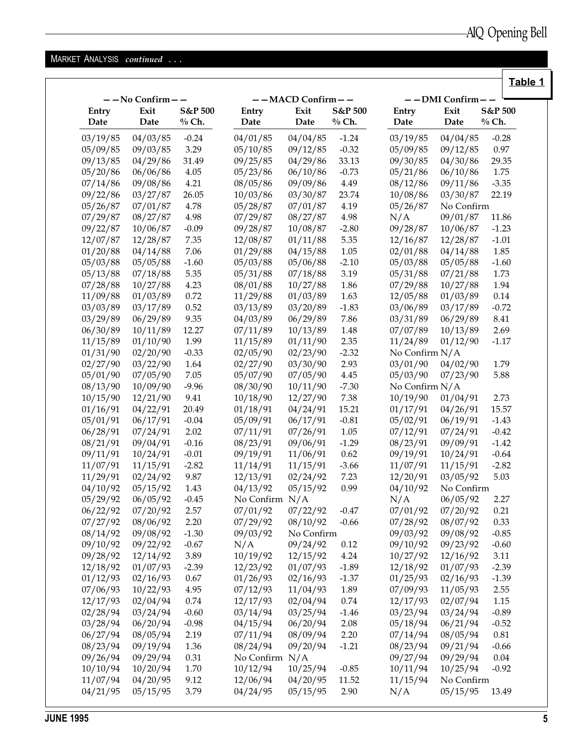## MARKET ANALYSIS *continued . . .*

**Table 1**

| --No Confirm-- | | | --MACD Confirm-- | | | --DMI Confirm-- | | |
|---|---|---|---|---|---|---|---|---|
| Entry Date | Exit Date | S&P 500 % Ch. | Entry Date | Exit Date | S&P 500 % Ch. | Entry Date | Exit Date | S&P 500 % Ch. |
| 03/19/85 | 04/03/85 | -0.24 | 04/01/85 | 04/04/85 | -1.24 | 03/19/85 | 04/04/85 | -0.28 |
| 05/09/85 | 09/03/85 | 3.29 | 05/10/85 | 09/12/85 | -0.32 | 05/09/85 | 09/12/85 | 0.97 |
| 09/13/85 | 04/29/86 | 31.49 | 09/25/85 | 04/29/86 | 33.13 | 09/30/85 | 04/30/86 | 29.35 |
| 05/20/86 | 06/06/86 | 4.05 | 05/23/86 | 06/10/86 | -0.73 | 05/21/86 | 06/10/86 | 1.75 |
| 07/14/86 | 09/08/86 | 4.21 | 08/05/86 | 09/09/86 | 4.49 | 08/12/86 | 09/11/86 | -3.35 |
| 09/22/86 | 03/27/87 | 26.05 | 10/03/86 | 03/30/87 | 23.74 | 10/08/86 | 03/30/87 | 22.19 |
| 05/26/87 | 07/01/87 | 4.78 | 05/28/87 | 07/01/87 | 4.19 | 05/26/87 | No Confirm | |
| 07/29/87 | 08/27/87 | 4.98 | 07/29/87 | 08/27/87 | 4.98 | N/A | 09/01/87 | 11.86 |
| 09/22/87 | 10/06/87 | -0.09 | 09/28/87 | 10/08/87 | -2.80 | 09/28/87 | 10/06/87 | -1.23 |
| 12/07/87 | 12/28/87 | 7.35 | 12/08/87 | 01/11/88 | 5.35 | 12/16/87 | 12/28/87 | -1.01 |
| 01/20/88 | 04/14/88 | 7.06 | 01/29/88 | 04/15/88 | 1.05 | 02/01/88 | 04/14/88 | 1.85 |
| 05/03/88 | 05/05/88 | -1.60 | 05/03/88 | 05/06/88 | -2.10 | 05/03/88 | 05/05/88 | -1.60 |
| 05/13/88 | 07/18/88 | 5.35 | 05/31/88 | 07/18/88 | 3.19 | 05/31/88 | 07/21/88 | 1.73 |
| 07/28/88 | 10/27/88 | 4.23 | 08/01/88 | 10/27/88 | 1.86 | 07/29/88 | 10/27/88 | 1.94 |
| 11/09/88 | 01/03/89 | 0.72 | 11/29/88 | 01/03/89 | 1.63 | 12/05/88 | 01/03/89 | 0.14 |
| 03/03/89 | 03/17/89 | 0.52 | 03/13/89 | 03/20/89 | -1.83 | 03/06/89 | 03/17/89 | -0.72 |
| 03/29/89 | 06/29/89 | 9.35 | 04/03/89 | 06/29/89 | 7.86 | 03/31/89 | 06/29/89 | 8.41 |
| 06/30/89 | 10/11/89 | 12.27 | 07/11/89 | 10/13/89 | 1.48 | 07/07/89 | 10/13/89 | 2.69 |
| 11/15/89 | 01/10/90 | 1.99 | 11/15/89 | 01/11/90 | 2.35 | 11/24/89 | 01/12/90 | -1.17 |
| 01/31/90 | 02/20/90 | -0.33 | 02/05/90 | 02/23/90 | -2.32 | No Confirm | N/A | |
| 02/27/90 | 03/22/90 | 1.64 | 02/27/90 | 03/30/90 | 2.93 | 03/01/90 | 04/02/90 | 1.79 |
| 05/01/90 | 07/05/90 | 7.05 | 05/07/90 | 07/05/90 | 4.45 | 05/03/90 | 07/23/90 | 5.88 |
| 08/13/90 | 10/09/90 | -9.96 | 08/30/90 | 10/11/90 | -7.30 | No Confirm | N/A | |
| 10/15/90 | 12/21/90 | 9.41 | 10/18/90 | 12/27/90 | 7.38 | 10/19/90 | 01/04/91 | 2.73 |
| 01/16/91 | 04/22/91 | 20.49 | 01/18/91 | 04/24/91 | 15.21 | 01/17/91 | 04/26/91 | 15.57 |
| 05/01/91 | 06/17/91 | -0.04 | 05/09/91 | 06/17/91 | -0.81 | 05/02/91 | 06/19/91 | -1.43 |
| 06/28/91 | 07/24/91 | 2.02 | 07/11/91 | 07/26/91 | 1.05 | 07/12/91 | 07/24/91 | -0.42 |
| 08/21/91 | 09/04/91 | -0.16 | 08/23/91 | 09/06/91 | -1.29 | 08/23/91 | 09/09/91 | -1.42 |
| 09/11/91 | 10/24/91 | -0.01 | 09/19/91 | 11/06/91 | 0.62 | 09/19/91 | 10/24/91 | -0.64 |
| 11/07/91 | 11/15/91 | -2.82 | 11/14/91 | 11/15/91 | -3.66 | 11/07/91 | 11/15/91 | -2.82 |
| 11/29/91 | 02/24/92 | 9.87 | 12/13/91 | 02/24/92 | 7.23 | 12/20/91 | 03/05/92 | 5.03 |
| 04/10/92 | 05/15/92 | 1.43 | 04/13/92 | 05/15/92 | 0.99 | 04/10/92 | No Confirm | |
| 05/29/92 | 06/05/92 | -0.45 | No Confirm | N/A | | N/A | 06/05/92 | 2.27 |
| 06/22/92 | 07/20/92 | 2.57 | 07/01/92 | 07/22/92 | -0.47 | 07/01/92 | 07/20/92 | 0.21 |
| 07/27/92 | 08/06/92 | 2.20 | 07/29/92 | 08/10/92 | -0.66 | 07/28/92 | 08/07/92 | 0.33 |
| 08/14/92 | 09/08/92 | -1.30 | 09/03/92 | No Confirm | | 09/03/92 | 09/08/92 | -0.85 |
| 09/10/92 | 09/22/92 | -0.67 | N/A | 09/24/92 | 0.12 | 09/10/92 | 09/23/92 | -0.60 |
| 09/28/92 | 12/14/92 | 3.89 | 10/19/92 | 12/15/92 | 4.24 | 10/27/92 | 12/16/92 | 3.11 |
| 12/18/92 | 01/07/93 | -2.39 | 12/23/92 | 01/07/93 | -1.89 | 12/18/92 | 01/07/93 | -2.39 |
| 01/12/93 | 02/16/93 | 0.67 | 01/26/93 | 02/16/93 | -1.37 | 01/25/93 | 02/16/93 | -1.39 |
| 07/06/93 | 10/22/93 | 4.95 | 07/12/93 | 11/04/93 | 1.89 | 07/09/93 | 11/05/93 | 2.55 |
| 12/17/93 | 02/04/94 | 0.74 | 12/17/93 | 02/04/94 | 0.74 | 12/17/93 | 02/07/94 | 1.15 |
| 02/28/94 | 03/24/94 | -0.60 | 03/14/94 | 03/25/94 | -1.46 | 03/23/94 | 03/24/94 | -0.89 |
| 03/28/94 | 06/20/94 | -0.98 | 04/15/94 | 06/20/94 | 2.08 | 05/18/94 | 06/21/94 | -0.52 |
| 06/27/94 | 08/05/94 | 2.19 | 07/11/94 | 08/09/94 | 2.20 | 07/14/94 | 08/05/94 | 0.81 |
| 08/23/94 | 09/19/94 | 1.36 | 08/24/94 | 09/20/94 | -1.21 | 08/23/94 | 09/21/94 | -0.66 |
| 09/26/94 | 09/29/94 | 0.31 | No Confirm | N/A | | 09/27/94 | 09/29/94 | 0.04 |
| 10/10/94 | 10/20/94 | 1.70 | 10/12/94 | 10/25/94 | -0.85 | 10/11/94 | 10/25/94 | -0.92 |
| 11/07/94 | 04/20/95 | 9.12 | 12/06/94 | 04/20/95 | 11.52 | 11/15/94 | No Confirm | |
| 04/21/95 | 05/15/95 | 3.79 | 04/24/95 | 05/15/95 | 2.90 | N/A | 05/15/95 | 13.49 |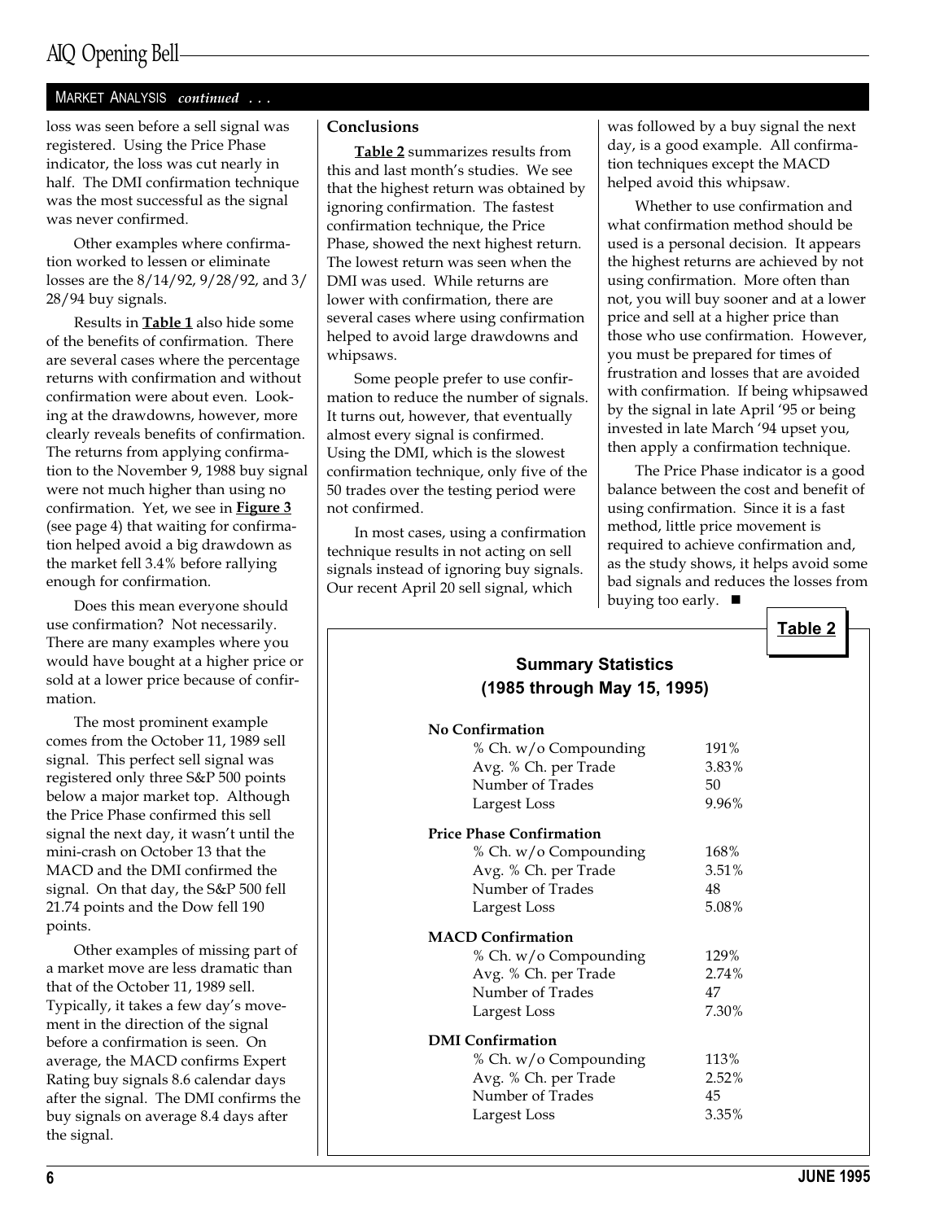MARKET ANALYSIS *continued . . .*

loss was seen before a sell signal was registered. Using the Price Phase indicator, the loss was cut nearly in half. The DMI confirmation technique was the most successful as the signal was never confirmed.

Other examples where confirmation worked to lessen or eliminate losses are the 8/14/92, 9/28/92, and 3/28/94 buy signals.

Results in **Table 1** also hide some of the benefits of confirmation. There are several cases where the percentage returns with confirmation and without confirmation were about even. Looking at the drawdowns, however, more clearly reveals benefits of confirmation. The returns from applying confirmation to the November 9, 1988 buy signal were not much higher than using no confirmation. Yet, we see in **Figure 3** (see page 4) that waiting for confirmation helped avoid a big drawdown as the market fell 3.4% before rallying enough for confirmation.

Does this mean everyone should use confirmation? Not necessarily. There are many examples where you would have bought at a higher price or sold at a lower price because of confirmation.

The most prominent example comes from the October 11, 1989 sell signal. This perfect sell signal was registered only three S&P 500 points below a major market top. Although the Price Phase confirmed this sell signal the next day, it wasn't until the mini-crash on October 13 that the MACD and the DMI confirmed the signal. On that day, the S&P 500 fell 21.74 points and the Dow fell 190 points.

Other examples of missing part of a market move are less dramatic than that of the October 11, 1989 sell. Typically, it takes a few day's movement in the direction of the signal before a confirmation is seen. On average, the MACD confirms Expert Rating buy signals 8.6 calendar days after the signal. The DMI confirms the buy signals on average 8.4 days after the signal.

### Conclusions

**Table 2** summarizes results from this and last month's studies. We see that the highest return was obtained by ignoring confirmation. The fastest confirmation technique, the Price Phase, showed the next highest return. The lowest return was seen when the DMI was used. While returns are lower with confirmation, there are several cases where using confirmation helped to avoid large drawdowns and whipsaws.

Some people prefer to use confirmation to reduce the number of signals. It turns out, however, that eventually almost every signal is confirmed. Using the DMI, which is the slowest confirmation technique, only five of the 50 trades over the testing period were not confirmed.

In most cases, using a confirmation technique results in not acting on sell signals instead of ignoring buy signals. Our recent April 20 sell signal, which was followed by a buy signal the next day, is a good example. All confirmation techniques except the MACD helped avoid this whipsaw.

Whether to use confirmation and what confirmation method should be used is a personal decision. It appears the highest returns are achieved by not using confirmation. More often than not, you will buy sooner and at a lower price and sell at a higher price than those who use confirmation. However, you must be prepared for times of frustration and losses that are avoided with confirmation. If being whipsawed by the signal in late April '95 or being invested in late March '94 upset you, then apply a confirmation technique.

The Price Phase indicator is a good balance between the cost and benefit of using confirmation. Since it is a fast method, little price movement is required to achieve confirmation and, as the study shows, it helps avoid some bad signals and reduces the losses from buying too early. ■

**Table 2**

**Summary Statistics**
**(1985 through May 15, 1995)**

| | |
|---|---|
| **No Confirmation** | |
| % Ch. w/o Compounding | 191% |
| Avg. % Ch. per Trade | 3.83% |
| Number of Trades | 50 |
| Largest Loss | 9.96% |
| **Price Phase Confirmation** | |
| % Ch. w/o Compounding | 168% |
| Avg. % Ch. per Trade | 3.51% |
| Number of Trades | 48 |
| Largest Loss | 5.08% |
| **MACD Confirmation** | |
| % Ch. w/o Compounding | 129% |
| Avg. % Ch. per Trade | 2.74% |
| Number of Trades | 47 |
| Largest Loss | 7.30% |
| **DMI Confirmation** | |
| % Ch. w/o Compounding | 113% |
| Avg. % Ch. per Trade | 2.52% |
| Number of Trades | 45 |
| Largest Loss | 3.35% |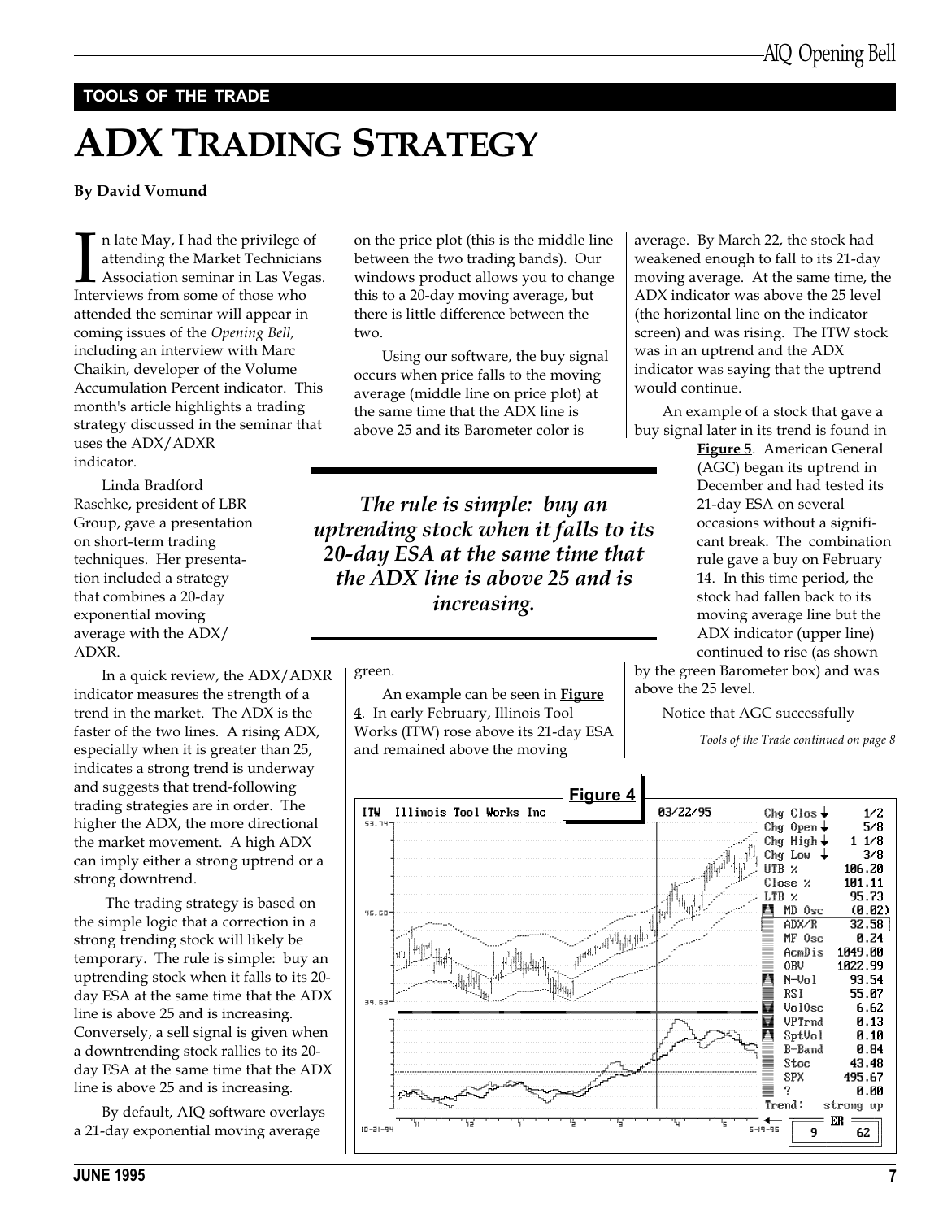TOOLS OF THE TRADE

# ADX Trading Strategy

**By David Vomund**

In late May, I had the privilege of attending the Market Technicians Association seminar in Las Vegas. Interviews from some of those who attended the seminar will appear in coming issues of the *Opening Bell,* including an interview with Marc Chaikin, developer of the Volume Accumulation Percent indicator. This month's article highlights a trading strategy discussed in the seminar that uses the ADX/ADXR indicator.

Linda Bradford Raschke, president of LBR Group, gave a presentation on short-term trading techniques. Her presentation included a strategy that combines a 20-day exponential moving average with the ADX/ADXR.

In a quick review, the ADX/ADXR indicator measures the strength of a trend in the market. The ADX is the faster of the two lines. A rising ADX, especially when it is greater than 25, indicates a strong trend is underway and suggests that trend-following trading strategies are in order. The higher the ADX, the more directional the market movement. A high ADX can imply either a strong uptrend or a strong downtrend.

The trading strategy is based on the simple logic that a correction in a strong trending stock will likely be temporary. The rule is simple: buy an uptrending stock when it falls to its 20-day ESA at the same time that the ADX line is above 25 and is increasing. Conversely, a sell signal is given when a downtrending stock rallies to its 20-day ESA at the same time that the ADX line is above 25 and is increasing.

By default, AIQ software overlays a 21-day exponential moving average on the price plot (this is the middle line between the two trading bands). Our windows product allows you to change this to a 20-day moving average, but there is little difference between the two.

Using our software, the buy signal occurs when price falls to the moving average (middle line on price plot) at the same time that the ADX line is above 25 and its Barometer color is green.

> ***The rule is simple: buy an uptrending stock when it falls to its 20-day ESA at the same time that the ADX line is above 25 and is increasing.***

An example can be seen in **Figure 4**. In early February, Illinois Tool Works (ITW) rose above its 21-day ESA and remained above the moving average. By March 22, the stock had weakened enough to fall to its 21-day moving average. At the same time, the ADX indicator was above the 25 level (the horizontal line on the indicator screen) and was rising. The ITW stock was in an uptrend and the ADX indicator was saying that the uptrend would continue.

An example of a stock that gave a buy signal later in its trend is found in **Figure 5**. American General (AGC) began its uptrend in December and had tested its 21-day ESA on several occasions without a significant break. The combination rule gave a buy on February 14. In this time period, the stock had fallen back to its moving average line but the ADX indicator (upper line) continued to rise (as shown by the green Barometer box) and was above the 25 level.

Notice that AGC successfully

*Tools of the Trade continued on page 8*

**Figure 4**

| ITW Illinois Tool Works Inc | 03/22/95 |
|---|---|
| Chg Clos ↓ | 1/2 |
| Chg Open ↓ | 5/8 |
| Chg High ↓ | 1 1/8 |
| Chg Low ↓ | 3/8 |
| UTB % | 106.20 |
| Close % | 101.11 |
| LTB % | 95.73 |
| MD Osc | (0.02) |
| ADX/R | 32.58 |
| MF Osc | 0.24 |
| AcmDis | 1049.00 |
| OBV | 1022.99 |
| N-Vol | 93.54 |
| RSI | 55.07 |
| VolOsc | 6.62 |
| VPTrnd | 0.13 |
| SptVol | 0.10 |
| B-Band | 0.84 |
| Stoc | 43.48 |
| SPX | 495.67 |
| ? | 0.00 |
| Trend: | strong up |
| ER | 9 62 |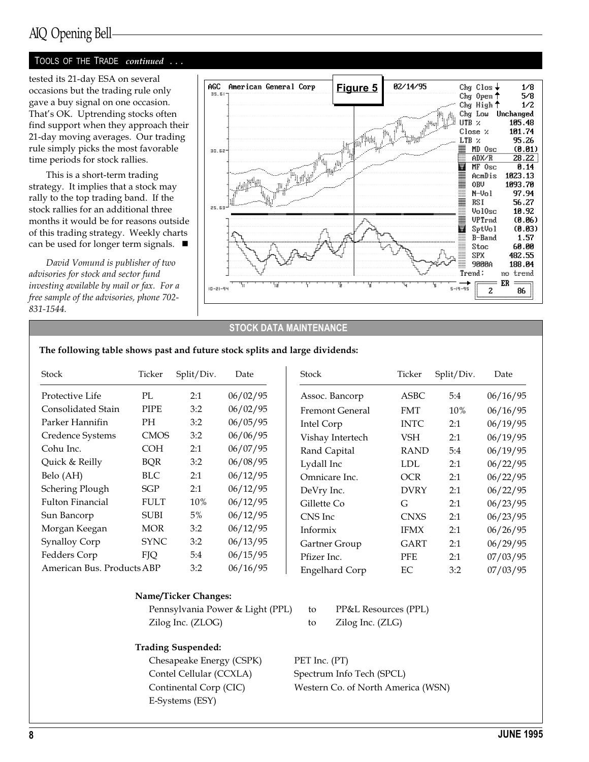## TOOLS OF THE TRADE *continued . . .*

tested its 21-day ESA on several occasions but the trading rule only gave a buy signal on one occasion. That's OK. Uptrending stocks often find support when they approach their 21-day moving averages. Our trading rule simply picks the most favorable time periods for stock rallies.

This is a short-term trading strategy. It implies that a stock may rally to the top trading band. If the stock rallies for an additional three months it would be for reasons outside of this trading strategy. Weekly charts can be used for longer term signals. ■

*David Vomund is publisher of two advisories for stock and sector fund investing available by mail or fax. For a free sample of the advisories, phone 702-831-1544.*

AGC American General Corp
Figure 5
02/14/95
35.61
30.62
25.63
10-21-94
5-19-95
Chg Clos 1/8
Chg Open 5/8
Chg High 1/2
Chg Low Unchanged
UTB % 105.48
Close % 101.74
LTB % 95.26
MD Osc (0.01)
ADX/R 28.22
MF Osc 0.14
AcmDis 1023.13
OBV 1093.70
N-Vol 97.94
RSI 56.27
VolOsc 10.92
VPTrnd (0.06)
SptVol (0.03)
B-Band 1.57
Stoc 60.00
SPX 482.55
9000A 188.04
Trend: no trend
ER
2 86

## STOCK DATA MAINTENANCE

**The following table shows past and future stock splits and large dividends:**

| Stock | Ticker | Split/Div. | Date |
|---|---|---|---|
| Protective Life | PL | 2:1 | 06/02/95 |
| Consolidated Stain | PIPE | 3:2 | 06/02/95 |
| Parker Hannifin | PH | 3:2 | 06/05/95 |
| Credence Systems | CMOS | 3:2 | 06/06/95 |
| Cohu Inc. | COH | 2:1 | 06/07/95 |
| Quick & Reilly | BQR | 3:2 | 06/08/95 |
| Belo (AH) | BLC | 2:1 | 06/12/95 |
| Schering Plough | SGP | 2:1 | 06/12/95 |
| Fulton Financial | FULT | 10% | 06/12/95 |
| Sun Bancorp | SUBI | 5% | 06/12/95 |
| Morgan Keegan | MOR | 3:2 | 06/12/95 |
| Synalloy Corp | SYNC | 3:2 | 06/13/95 |
| Fedders Corp | FJQ | 5:4 | 06/15/95 |
| American Bus. Products | ABP | 3:2 | 06/16/95 |
| Assoc. Bancorp | ASBC | 5:4 | 06/16/95 |
| Fremont General | FMT | 10% | 06/16/95 |
| Intel Corp | INTC | 2:1 | 06/19/95 |
| Vishay Intertech | VSH | 2:1 | 06/19/95 |
| Rand Capital | RAND | 5:4 | 06/19/95 |
| Lydall Inc | LDL | 2:1 | 06/22/95 |
| Omnicare Inc. | OCR | 2:1 | 06/22/95 |
| DeVry Inc. | DVRY | 2:1 | 06/22/95 |
| Gillette Co | G | 2:1 | 06/23/95 |
| CNS Inc | CNXS | 2:1 | 06/23/95 |
| Informix | IFMX | 2:1 | 06/26/95 |
| Gartner Group | GART | 2:1 | 06/29/95 |
| Pfizer Inc. | PFE | 2:1 | 07/03/95 |
| Engelhard Corp | EC | 3:2 | 07/03/95 |

**Name/Ticker Changes:**

Pennsylvania Power & Light (PPL) to PP&L Resources (PPL)
Zilog Inc. (ZLOG) to Zilog Inc. (ZLG)

**Trading Suspended:**

- Chesapeake Energy (CSPK)
- Contel Cellular (CCXLA)
- Continental Corp (CIC)
- E-Systems (ESY)
- PET Inc. (PT)
- Spectrum Info Tech (SPCL)
- Western Co. of North America (WSN)